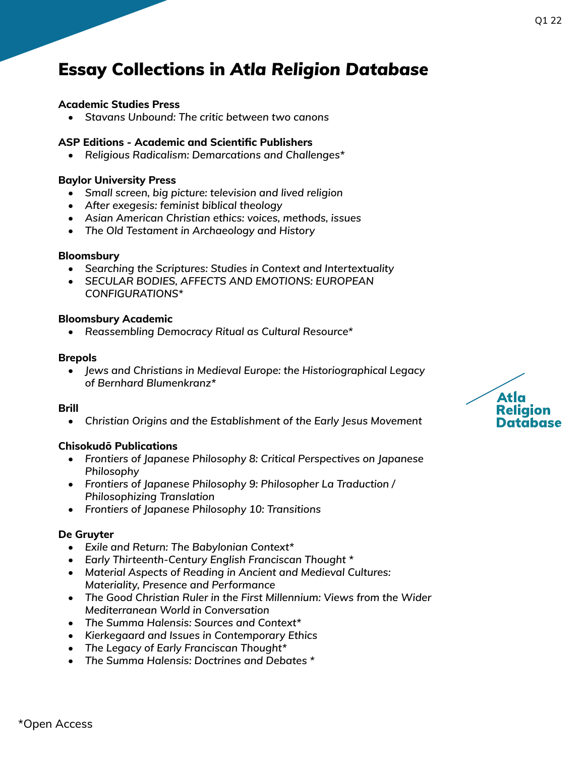# Essay Collections in *Atla Religion Database*

**Academic Studies Press**

- *Stavans Unbound: The critic between two canons*

**ASP Editions - Academic and Scientific Publishers**

- *Religious Radicalism: Demarcations and Challenges**

**Baylor University Press**

- *Small screen, big picture: television and lived religion*
- *After exegesis: feminist biblical theology*
- *Asian American Christian ethics: voices, methods, issues*
- *The Old Testament in Archaeology and History*

**Bloomsbury**

- *Searching the Scriptures: Studies in Context and Intertextuality*
- *SECULAR BODIES, AFFECTS AND EMOTIONS: EUROPEAN CONFIGURATIONS**

**Bloomsbury Academic**

- *Reassembling Democracy Ritual as Cultural Resource**

**Brepols**

- *Jews and Christians in Medieval Europe: the Historiographical Legacy of Bernhard Blumenkranz**

**Brill**

- *Christian Origins and the Establishment of the Early Jesus Movement*

**Chisokudō Publications**

- *Frontiers of Japanese Philosophy 8: Critical Perspectives on Japanese Philosophy*
- *Frontiers of Japanese Philosophy 9: Philosopher La Traduction / Philosophizing Translation*
- *Frontiers of Japanese Philosophy 10: Transitions*

**De Gruyter**

- *Exile and Return: The Babylonian Context**
- *Early Thirteenth-Century English Franciscan Thought **
- *Material Aspects of Reading in Ancient and Medieval Cultures: Materiality, Presence and Performance*
- *The Good Christian Ruler in the First Millennium: Views from the Wider Mediterranean World in Conversation*
- *The Summa Halensis: Sources and Context**
- *Kierkegaard and Issues in Contemporary Ethics*
- *The Legacy of Early Franciscan Thought**
- *The Summa Halensis: Doctrines and Debates **

*Open Access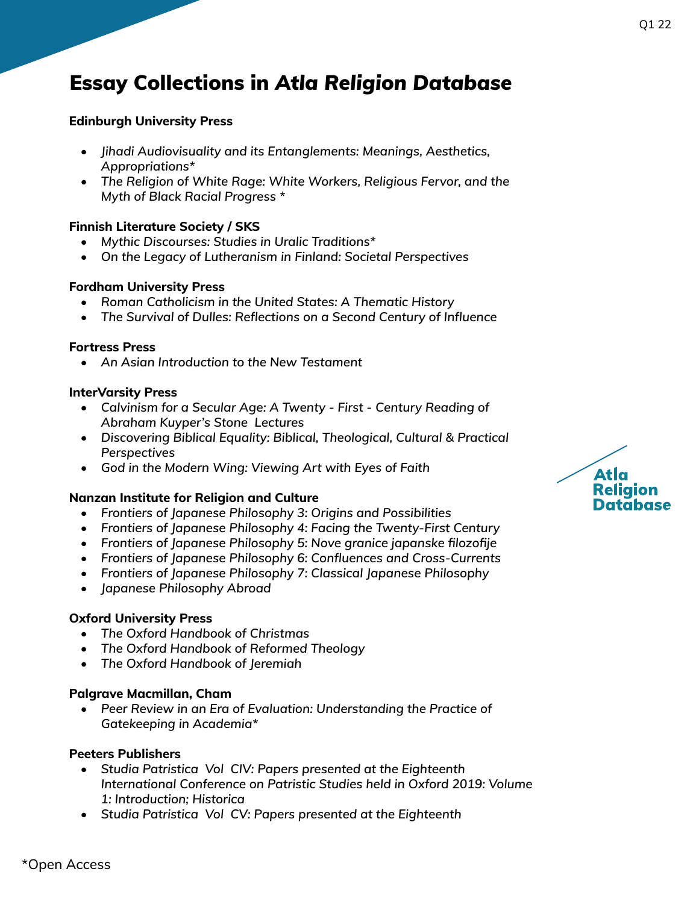# Essay Collections in *Atla Religion Database*

**Edinburgh University Press**

- *Jihadi Audiovisuality and its Entanglements: Meanings, Aesthetics, Appropriations**
- *The Religion of White Rage: White Workers, Religious Fervor, and the Myth of Black Racial Progress **

**Finnish Literature Society / SKS**

- *Mythic Discourses: Studies in Uralic Traditions**
- *On the Legacy of Lutheranism in Finland: Societal Perspectives*

**Fordham University Press**

- *Roman Catholicism in the United States: A Thematic History*
- *The Survival of Dulles: Reflections on a Second Century of Influence*

**Fortress Press**

- *An Asian Introduction to the New Testament*

**InterVarsity Press**

- *Calvinism for a Secular Age: A Twenty - First - Century Reading of Abraham Kuyper's Stone  Lectures*
- *Discovering Biblical Equality: Biblical, Theological, Cultural & Practical Perspectives*
- *God in the Modern Wing: Viewing Art with Eyes of Faith*

**Nanzan Institute for Religion and Culture**

- *Frontiers of Japanese Philosophy 3: Origins and Possibilities*
- *Frontiers of Japanese Philosophy 4: Facing the Twenty-First Century*
- *Frontiers of Japanese Philosophy 5: Nove granice japanske filozofije*
- *Frontiers of Japanese Philosophy 6: Confluences and Cross-Currents*
- *Frontiers of Japanese Philosophy 7: Classical Japanese Philosophy*
- *Japanese Philosophy Abroad*

**Oxford University Press**

- *The Oxford Handbook of Christmas*
- *The Oxford Handbook of Reformed Theology*
- *The Oxford Handbook of Jeremiah*

**Palgrave Macmillan, Cham**

- *Peer Review in an Era of Evaluation: Understanding the Practice of Gatekeeping in Academia**

**Peeters Publishers**

- *Studia Patristica  Vol  CIV: Papers presented at the Eighteenth International Conference on Patristic Studies held in Oxford 2019: Volume 1: Introduction; Historica*
- *Studia Patristica  Vol  CV: Papers presented at the Eighteenth*

*Open Access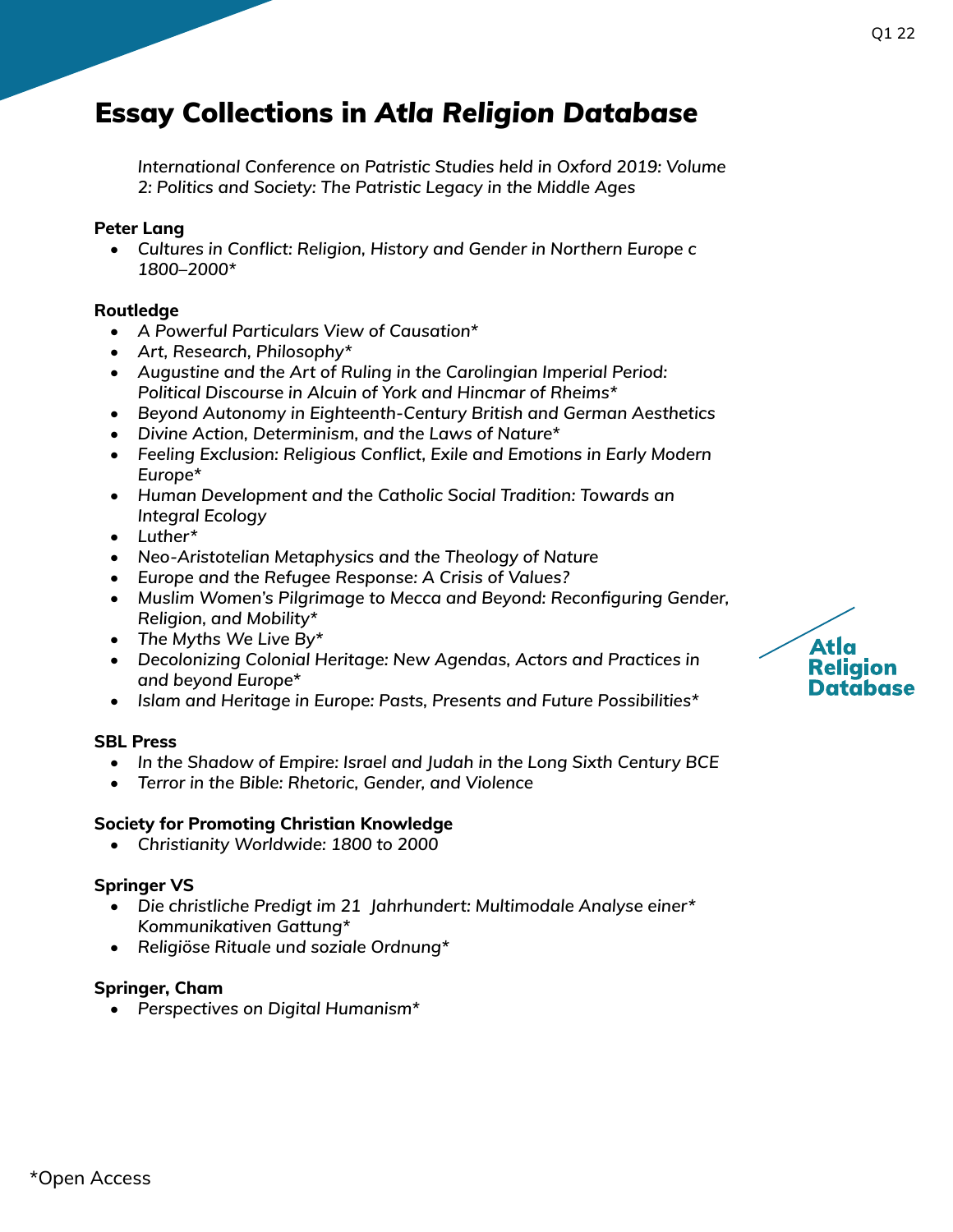# Essay Collections in *Atla Religion Database*

*International Conference on Patristic Studies held in Oxford 2019: Volume 2: Politics and Society: The Patristic Legacy in the Middle Ages*

**Peter Lang**

- *Cultures in Conflict: Religion, History and Gender in Northern Europe c 1800–2000**

**Routledge**

- *A Powerful Particulars View of Causation**
- *Art, Research, Philosophy**
- *Augustine and the Art of Ruling in the Carolingian Imperial Period: Political Discourse in Alcuin of York and Hincmar of Rheims**
- *Beyond Autonomy in Eighteenth-Century British and German Aesthetics*
- *Divine Action, Determinism, and the Laws of Nature**
- *Feeling Exclusion: Religious Conflict, Exile and Emotions in Early Modern Europe**
- *Human Development and the Catholic Social Tradition: Towards an Integral Ecology*
- *Luther**
- *Neo-Aristotelian Metaphysics and the Theology of Nature*
- *Europe and the Refugee Response: A Crisis of Values?*
- *Muslim Women's Pilgrimage to Mecca and Beyond: Reconfiguring Gender, Religion, and Mobility**
- *The Myths We Live By**
- *Decolonizing Colonial Heritage: New Agendas, Actors and Practices in and beyond Europe**
- *Islam and Heritage in Europe: Pasts, Presents and Future Possibilities**

**SBL Press**

- *In the Shadow of Empire: Israel and Judah in the Long Sixth Century BCE*
- *Terror in the Bible: Rhetoric, Gender, and Violence*

**Society for Promoting Christian Knowledge**

- *Christianity Worldwide: 1800 to 2000*

**Springer VS**

- *Die christliche Predigt im 21 Jahrhundert: Multimodale Analyse einer* Kommunikativen Gattung**
- *Religiöse Rituale und soziale Ordnung**

**Springer, Cham**

- *Perspectives on Digital Humanism**

*Open Access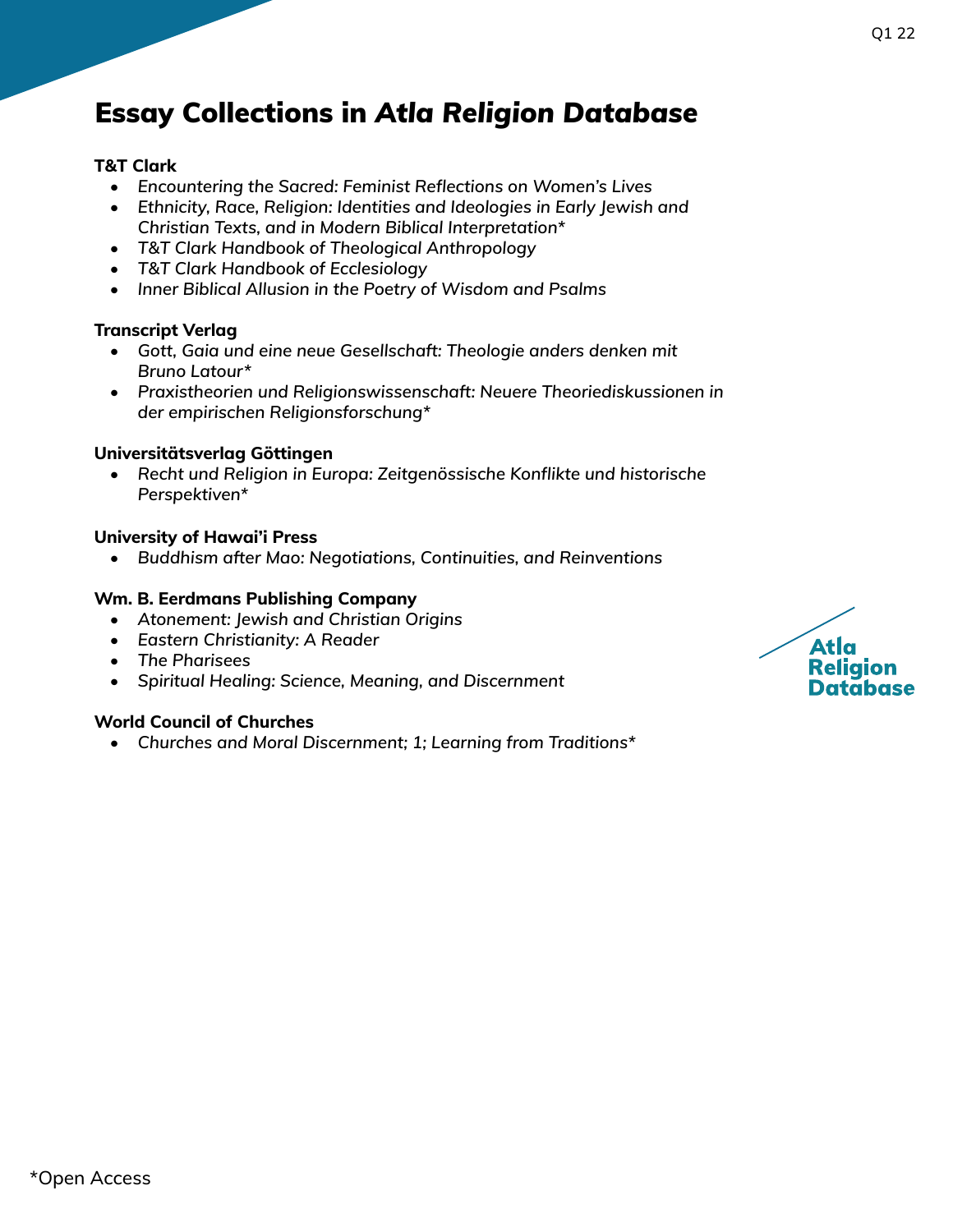# Essay Collections in *Atla Religion Database*

**T&T Clark**

- *Encountering the Sacred: Feminist Reflections on Women's Lives*
- *Ethnicity, Race, Religion: Identities and Ideologies in Early Jewish and Christian Texts, and in Modern Biblical Interpretation**
- *T&T Clark Handbook of Theological Anthropology*
- *T&T Clark Handbook of Ecclesiology*
- *Inner Biblical Allusion in the Poetry of Wisdom and Psalms*

**Transcript Verlag**

- *Gott, Gaia und eine neue Gesellschaft: Theologie anders denken mit Bruno Latour**
- *Praxistheorien und Religionswissenschaft: Neuere Theoriediskussionen in der empirischen Religionsforschung**

**Universitätsverlag Göttingen**

- *Recht und Religion in Europa: Zeitgenössische Konflikte und historische Perspektiven**

**University of Hawai'i Press**

- *Buddhism after Mao: Negotiations, Continuities, and Reinventions*

**Wm. B. Eerdmans Publishing Company**

- *Atonement: Jewish and Christian Origins*
- *Eastern Christianity: A Reader*
- *The Pharisees*
- *Spiritual Healing: Science, Meaning, and Discernment*

**World Council of Churches**

- *Churches and Moral Discernment; 1; Learning from Traditions**

Atla Religion Database

*Open Access